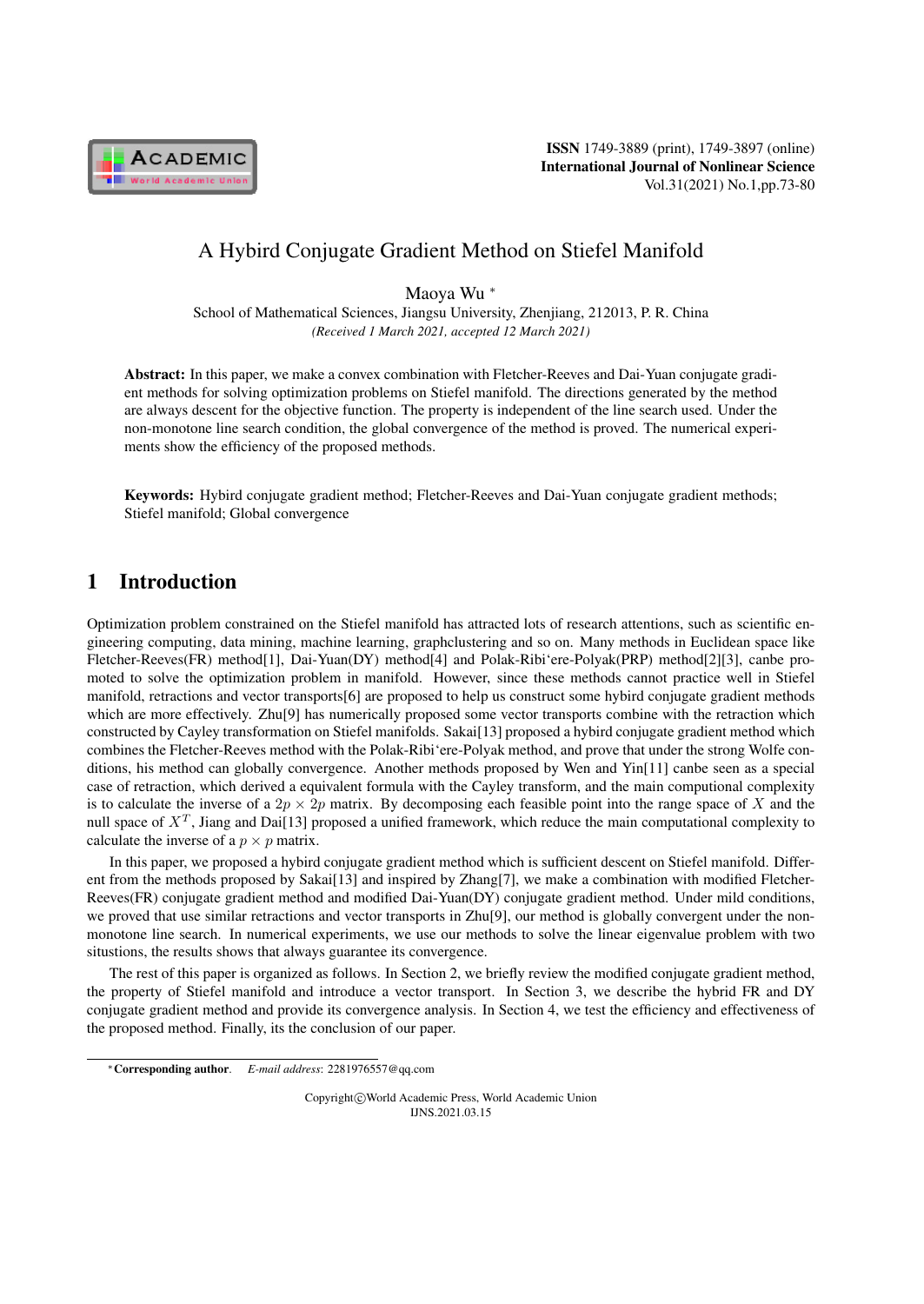# A Hybird Conjugate Gradient Method on Stiefel Manifold

Maoya Wu *

School of Mathematical Sciences, Jiangsu University, Zhenjiang, 212013, P. R. China

*(Received 1 March 2021, accepted 12 March 2021)*

**Abstract:** In this paper, we make a convex combination with Fletcher-Reeves and Dai-Yuan conjugate gradient methods for solving optimization problems on Stiefel manifold. The directions generated by the method are always descent for the objective function. The property is independent of the line search used. Under the non-monotone line search condition, the global convergence of the method is proved. The numerical experiments show the efficiency of the proposed methods.

**Keywords:** Hybird conjugate gradient method; Fletcher-Reeves and Dai-Yuan conjugate gradient methods; Stiefel manifold; Global convergence

## 1 Introduction

Optimization problem constrained on the Stiefel manifold has attracted lots of research attentions, such as scientific engineering computing, data mining, machine learning, graphclustering and so on. Many methods in Euclidean space like Fletcher-Reeves(FR) method[1], Dai-Yuan(DY) method[4] and Polak-Ribi'ere-Polyak(PRP) method[2][3], canbe promoted to solve the optimization problem in manifold. However, since these methods cannot practice well in Stiefel manifold, retractions and vector transports[6] are proposed to help us construct some hybird conjugate gradient methods which are more effectively. Zhu[9] has numerically proposed some vector transports combine with the retraction which constructed by Cayley transformation on Stiefel manifolds. Sakai[13] proposed a hybird conjugate gradient method which combines the Fletcher-Reeves method with the Polak-Ribi'ere-Polyak method, and prove that under the strong Wolfe conditions, his method can globally convergence. Another methods proposed by Wen and Yin[11] canbe seen as a special case of retraction, which derived a equivalent formula with the Cayley transform, and the main computional complexity is to calculate the inverse of a $2p \times 2p$ matrix. By decomposing each feasible point into the range space of $X$ and the null space of $X^T$, Jiang and Dai[13] proposed a unified framework, which reduce the main computational complexity to calculate the inverse of a $p \times p$ matrix.

In this paper, we proposed a hybird conjugate gradient method which is sufficient descent on Stiefel manifold. Different from the methods proposed by Sakai[13] and inspired by Zhang[7], we make a combination with modified Fletcher-Reeves(FR) conjugate gradient method and modified Dai-Yuan(DY) conjugate gradient method. Under mild conditions, we proved that use similar retractions and vector transports in Zhu[9], our method is globally convergent under the non-monotone line search. In numerical experiments, we use our methods to solve the linear eigenvalue problem with two stiutions, the results shows that always guarantee its convergence.

The rest of this paper is organized as follows. In Section 2, we briefly review the modified conjugate gradient method, the property of Stiefel manifold and introduce a vector transport. In Section 3, we describe the hybrid FR and DY conjugate gradient method and provide its convergence analysis. In Section 4, we test the efficiency and effectiveness of the proposed method. Finally, its the conclusion of our paper.

---

*Corresponding author. *E-mail address*: 2281976557@qq.com

Copyright©World Academic Press, World Academic Union
IJNS.2021.03.15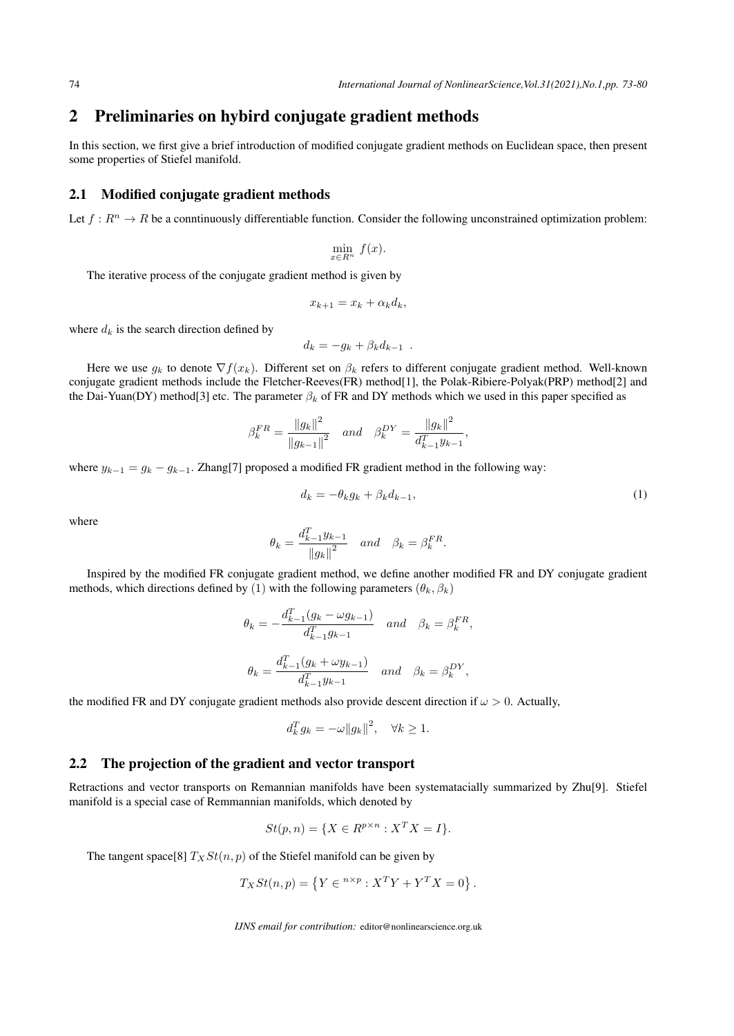## 2 Preliminaries on hybird conjugate gradient methods

In this section, we first give a brief introduction of modified conjugate gradient methods on Euclidean space, then present some properties of Stiefel manifold.

### 2.1 Modified conjugate gradient methods

Let $f : R^n \to R$ be a conntinuously differentiable function. Consider the following unconstrained optimization problem:

$$\min_{x \in R^n} f(x).$$

The iterative process of the conjugate gradient method is given by

$$x_{k+1} = x_k + \alpha_k d_k,$$

where $d_k$ is the search direction defined by

$$d_k = -g_k + \beta_k d_{k-1} \ .$$

Here we use $g_k$ to denote $\nabla f(x_k)$. Different set on $\beta_k$ refers to different conjugate gradient method. Well-known conjugate gradient methods include the Fletcher-Reeves(FR) method[1], the Polak-Ribiere-Polyak(PRP) method[2] and the Dai-Yuan(DY) method[3] etc. The parameter $\beta_k$ of FR and DY methods which we used in this paper specified as

$$\beta_k^{FR} = \frac{\|g_k\|^2}{\|g_{k-1}\|^2} \quad and \quad \beta_k^{DY} = \frac{\|g_k\|^2}{d_{k-1}^T y_{k-1}},$$

where $y_{k-1} = g_k - g_{k-1}$. Zhang[7] proposed a modified FR gradient method in the following way:

$$d_k = -\theta_k g_k + \beta_k d_{k-1}, \tag{1}$$

where

$$\theta_k = \frac{d_{k-1}^T y_{k-1}}{\|g_k\|^2} \quad and \quad \beta_k = \beta_k^{FR}.$$

Inspired by the modified FR conjugate gradient method, we define another modified FR and DY conjugate gradient methods, which directions defined by $(1)$ with the following parameters $(\theta_k, \beta_k)$

$$\theta_k = -\frac{d_{k-1}^T (g_k - \omega g_{k-1})}{d_{k-1}^T g_{k-1}} \quad and \quad \beta_k = \beta_k^{FR},$$

$$\theta_k = \frac{d_{k-1}^T (g_k + \omega y_{k-1})}{d_{k-1}^T y_{k-1}} \quad and \quad \beta_k = \beta_k^{DY},$$

the modified FR and DY conjugate gradient methods also provide descent direction if $\omega > 0$. Actually,

$$d_k^T g_k = -\omega \|g_k\|^2, \quad \forall k \geq 1.$$

### 2.2 The projection of the gradient and vector transport

Retractions and vector transports on Remannian manifolds have been systematacially summarized by Zhu[9]. Stiefel manifold is a special case of Remmannian manifolds, which denoted by

$$St(p, n) = \{X \in R^{p \times n} : X^T X = I\}.$$

The tangent space[8] $T_X St(n, p)$ of the Stiefel manifold can be given by

$$T_X St(n, p) = \left\{ Y \in {}^{n \times p} : X^T Y + Y^T X = 0 \right\}.$$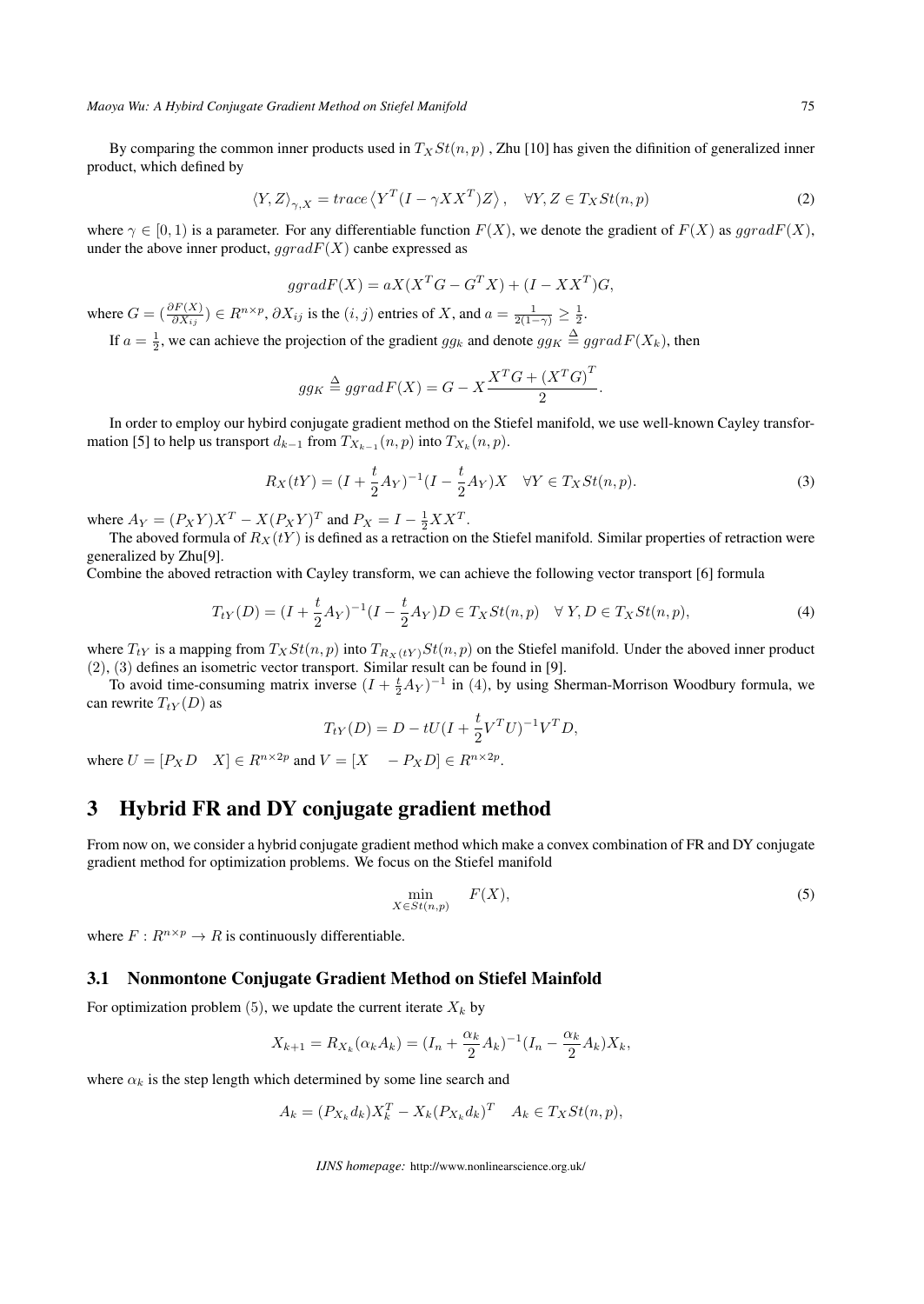By comparing the common inner products used in $T_X St(n,p)$ , Zhu [10] has given the difinition of generalized inner product, which defined by

$$\langle Y, Z \rangle_{\gamma, X} = trace \left\langle Y^T (I - \gamma X X^T) Z \right\rangle, \quad \forall Y, Z \in T_X St(n,p) \tag{2}$$

where $\gamma \in [0, 1)$ is a parameter. For any differentiable function $F(X)$, we denote the gradient of $F(X)$ as $ggradF(X)$, under the above inner product, $ggradF(X)$ canbe expressed as

$$ggradF(X) = aX(X^T G - G^T X) + (I - XX^T)G,$$

where $G = (\frac{\partial F(X)}{\partial X_{ij}}) \in R^{n \times p}$, $\partial X_{ij}$ is the $(i, j)$ entries of $X$, and $a = \frac{1}{2(1-\gamma)} \geq \frac{1}{2}$.

If $a = \frac{1}{2}$, we can achieve the projection of the gradient $gg_k$ and denote $gg_K \triangleq ggrad F(X_k)$, then

$$gg_K \triangleq ggrad F(X) = G - X \frac{X^T G + (X^T G)^T}{2}.$$

In order to employ our hybird conjugate gradient method on the Stiefel manifold, we use well-known Cayley transformation [5] to help us transport $d_{k-1}$ from $T_{X_{k-1}}(n,p)$ into $T_{X_k}(n,p)$.

$$R_X(tY) = (I + \frac{t}{2} A_Y)^{-1} (I - \frac{t}{2} A_Y) X \quad \forall Y \in T_X St(n,p). \tag{3}$$

where $A_Y = (P_X Y) X^T - X (P_X Y)^T$ and $P_X = I - \frac{1}{2} XX^T$.

The aboved formula of $R_X(tY)$ is defined as a retraction on the Stiefel manifold. Similar properties of retraction were generalized by Zhu[9].

Combine the aboved retraction with Cayley transform, we can achieve the following vector transport [6] formula

$$T_{tY}(D) = (I + \frac{t}{2} A_Y)^{-1} (I - \frac{t}{2} A_Y) D \in T_X St(n,p) \quad \forall\, Y, D \in T_X St(n,p), \tag{4}$$

where $T_{tY}$ is a mapping from $T_X St(n,p)$ into $T_{R_X(tY)} St(n,p)$ on the Stiefel manifold. Under the aboved inner product (2), (3) defines an isometric vector transport. Similar result can be found in [9].

To avoid time-consuming matrix inverse $(I + \frac{t}{2} A_Y)^{-1}$ in (4), by using Sherman-Morrison Woodbury formula, we can rewrite $T_{tY}(D)$ as

$$T_{tY}(D) = D - tU(I + \frac{t}{2} V^T U)^{-1} V^T D,$$

where $U = [P_X D \quad X] \in R^{n \times 2p}$ and $V = [X \quad -P_X D] \in R^{n \times 2p}$.

# 3 Hybrid FR and DY conjugate gradient method

From now on, we consider a hybrid conjugate gradient method which make a convex combination of FR and DY conjugate gradient method for optimization problems. We focus on the Stiefel manifold

$$\min_{X \in St(n,p)} \quad F(X), \tag{5}$$

where $F : R^{n \times p} \to R$ is continuously differentiable.

## 3.1 Nonmontone Conjugate Gradient Method on Stiefel Mainfold

For optimization problem $(5)$, we update the current iterate $X_k$ by

$$X_{k+1} = R_{X_k}(\alpha_k A_k) = (I_n + \frac{\alpha_k}{2} A_k)^{-1} (I_n - \frac{\alpha_k}{2} A_k) X_k,$$

where $\alpha_k$ is the step length which determined by some line search and

$$A_k = (P_{X_k} d_k) X_k^T - X_k (P_{X_k} d_k)^T \quad A_k \in T_X St(n,p),$$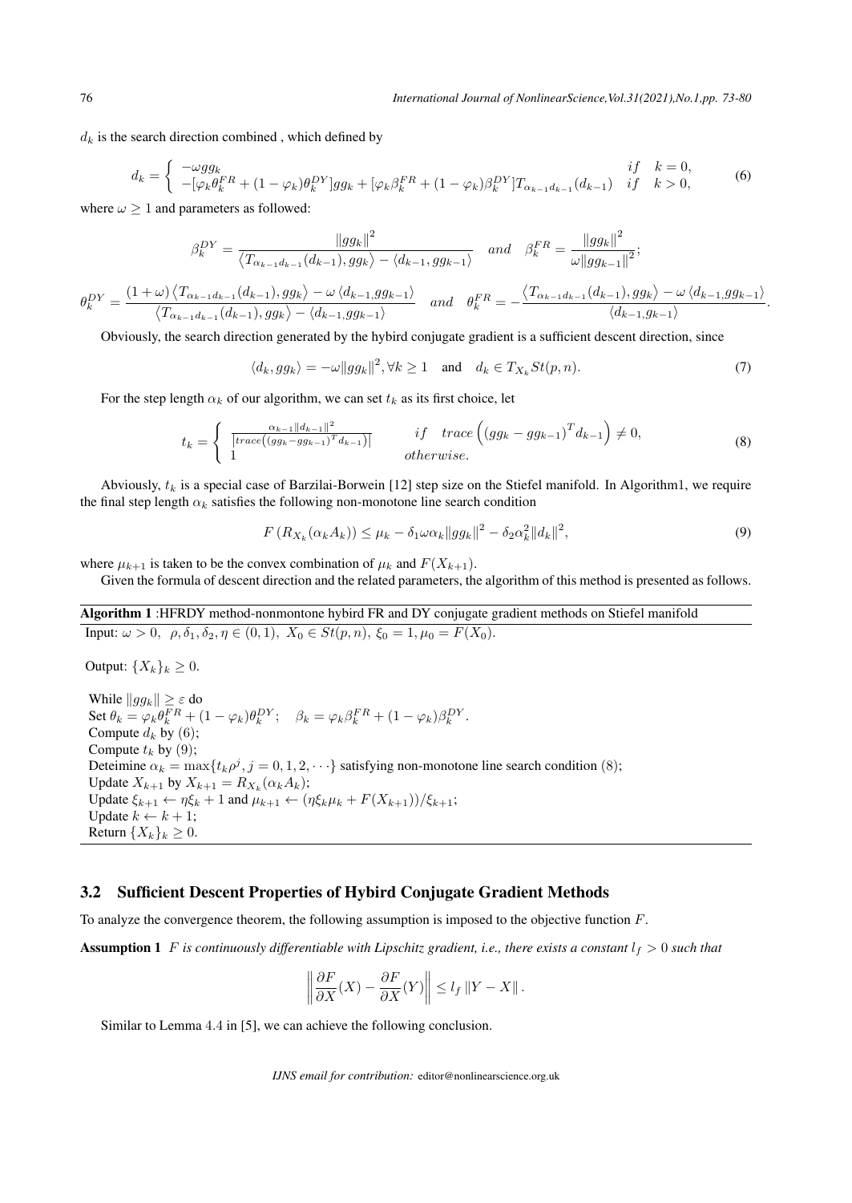$d_k$ is the search direction combined , which defined by

$$d_k = \begin{cases} -\omega gg_k & if \quad k=0, \\ -[\varphi_k \theta_k^{FR} + (1-\varphi_k)\theta_k^{DY}]gg_k + [\varphi_k \beta_k^{FR} + (1-\varphi_k)\beta_k^{DY}]T_{\alpha_{k-1}d_{k-1}}(d_{k-1}) & if \quad k>0, \end{cases} \tag{6}$$

where $\omega \geq 1$ and parameters as followed:

$$\beta_k^{DY} = \frac{\|gg_k\|^2}{\langle T_{\alpha_{k-1}d_{k-1}}(d_{k-1}), gg_k \rangle - \langle d_{k-1}, gg_{k-1} \rangle} \quad and \quad \beta_k^{FR} = \frac{\|gg_k\|^2}{\omega \|gg_{k-1}\|^2};$$

$$\theta_k^{DY} = \frac{(1+\omega)\langle T_{\alpha_{k-1}d_{k-1}}(d_{k-1}), gg_k \rangle - \omega \langle d_{k-1}, gg_{k-1} \rangle}{\langle T_{\alpha_{k-1}d_{k-1}}(d_{k-1}), gg_k \rangle - \langle d_{k-1}, gg_{k-1} \rangle} \quad and \quad \theta_k^{FR} = -\frac{\langle T_{\alpha_{k-1}d_{k-1}}(d_{k-1}), gg_k \rangle - \omega \langle d_{k-1}, gg_{k-1} \rangle}{\langle d_{k-1}, g_{k-1} \rangle}.$$

Obviously, the search direction generated by the hybird conjugate gradient is a sufficient descent direction, since

$$\langle d_k, gg_k \rangle = -\omega \|gg_k\|^2, \forall k \geq 1 \quad \text{and} \quad d_k \in T_{X_k} St(p,n). \tag{7}$$

For the step length $\alpha_k$ of our algorithm, we can set $t_k$ as its first choice, let

$$t_k = \begin{cases} \frac{\alpha_{k-1}\|d_{k-1}\|^2}{\left|trace\left((gg_k - gg_{k-1})^T d_{k-1}\right)\right|} & if \quad trace\left((gg_k - gg_{k-1})^T d_{k-1}\right) \neq 0, \\ 1 & otherwise. \end{cases} \tag{8}$$

Abviously, $t_k$ is a special case of Barzilai-Borwein [12] step size on the Stiefel manifold. In Algorithm1, we require the final step length $\alpha_k$ satisfies the following non-monotone line search condition

$$F\left(R_{X_k}(\alpha_k A_k)\right) \leq \mu_k - \delta_1 \omega \alpha_k \|gg_k\|^2 - \delta_2 \alpha_k^2 \|d_k\|^2, \tag{9}$$

where $\mu_{k+1}$ is taken to be the convex combination of $\mu_k$ and $F(X_{k+1})$.

Given the formula of descent direction and the related parameters, the algorithm of this method is presented as follows.

---

**Algorithm 1** :HFRDY method-nonmontone hybird FR and DY conjugate gradient methods on Stiefel manifold

---

Input: $\omega > 0$, $\rho, \delta_1, \delta_2, \eta \in (0,1)$, $X_0 \in St(p,n)$, $\xi_0 = 1, \mu_0 = F(X_0)$.

Output: $\{X_k\}_k \geq 0$.

While $\|gg_k\| \geq \varepsilon$ do
Set $\theta_k = \varphi_k \theta_k^{FR} + (1-\varphi_k)\theta_k^{DY}$; $\quad \beta_k = \varphi_k \beta_k^{FR} + (1-\varphi_k)\beta_k^{DY}$.
Compute $d_k$ by (6);
Compute $t_k$ by (9);
Deteimine $\alpha_k = \max\{t_k \rho^j, j = 0, 1, 2, \cdots\}$ satisfying non-monotone line search condition (8);
Update $X_{k+1}$ by $X_{k+1} = R_{X_k}(\alpha_k A_k)$;
Update $\xi_{k+1} \leftarrow \eta \xi_k + 1$ and $\mu_{k+1} \leftarrow (\eta \xi_k \mu_k + F(X_{k+1}))/\xi_{k+1}$;
Update $k \leftarrow k+1$;
Return $\{X_k\}_k \geq 0$.

---

### 3.2 Sufficient Descent Properties of Hybird Conjugate Gradient Methods

To analyze the convergence theorem, the following assumption is imposed to the objective function $F$.

**Assumption 1** *$F$ is continuously differentiable with Lipschitz gradient, i.e., there exists a constant $l_f > 0$ such that*

$$\left\| \frac{\partial F}{\partial X}(X) - \frac{\partial F}{\partial X}(Y) \right\| \leq l_f \|Y - X\|.$$

Similar to Lemma 4.4 in [5], we can achieve the following conclusion.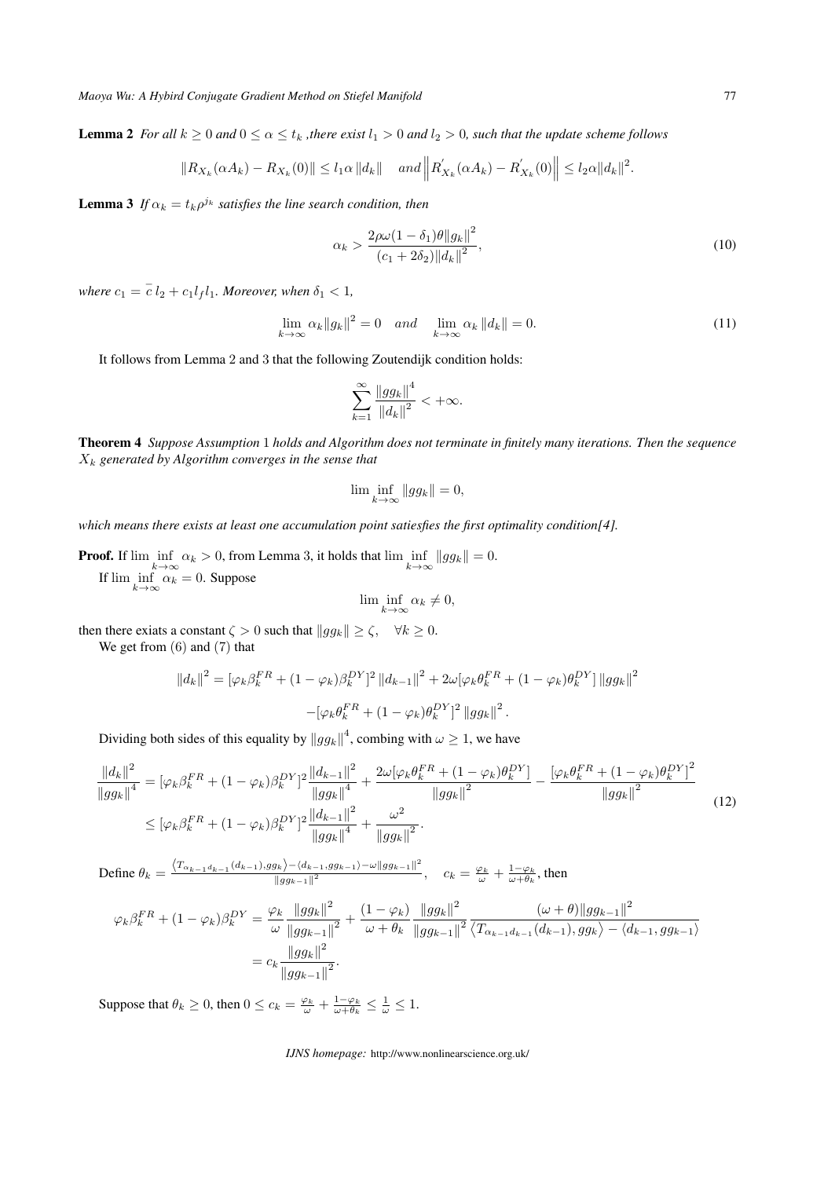**Lemma 2** *For all $k \geq 0$ and $0 \leq \alpha \leq t_k$ ,there exist $l_1 > 0$ and $l_2 > 0$, such that the update scheme follows*

$$\|R_{X_k}(\alpha A_k) - R_{X_k}(0)\| \leq l_1 \alpha \|d_k\| \quad and \left\|R^{'}_{X_k}(\alpha A_k) - R^{'}_{X_k}(0)\right\| \leq l_2 \alpha \|d_k\|^2.$$

**Lemma 3** *If $\alpha_k = t_k \rho^{j_k}$ satisfies the line search condition, then*

$$\alpha_k > \frac{2\rho\omega(1-\delta_1)\theta\|g_k\|^2}{(c_1 + 2\delta_2)\|d_k\|^2}, \tag{10}$$

*where $c_1 = \bar{c}\, l_2 + c_1 l_f l_1$. Moreover, when $\delta_1 < 1$,*

$$\lim_{k\to\infty} \alpha_k \|g_k\|^2 = 0 \quad and \quad \lim_{k\to\infty} \alpha_k \|d_k\| = 0. \tag{11}$$

It follows from Lemma 2 and 3 that the following Zoutendijk condition holds:

$$\sum_{k=1}^{\infty} \frac{\|gg_k\|^4}{\|d_k\|^2} < +\infty.$$

**Theorem 4** *Suppose Assumption 1 holds and Algorithm does not terminate in finitely many iterations. Then the sequence $X_k$ generated by Algorithm converges in the sense that*

$$\liminf_{k\to\infty} \|gg_k\| = 0,$$

*which means there exists at least one accumulation point satiesfies the first optimality condition[4].*

**Proof.** If $\liminf_{k\to\infty} \alpha_k > 0$, from Lemma 3, it holds that $\liminf_{k\to\infty} \|gg_k\| = 0$.

If $\liminf_{k\to\infty} \alpha_k = 0$. Suppose

$$\liminf_{k\to\infty} \alpha_k \neq 0,$$

then there exiats a constant $\zeta > 0$ such that $\|gg_k\| \geq \zeta, \quad \forall k \geq 0$.

We get from (6) and (7) that

$$\|d_k\|^2 = [\varphi_k \beta_k^{FR} + (1-\varphi_k)\beta_k^{DY}]^2 \|d_{k-1}\|^2 + 2\omega[\varphi_k \theta_k^{FR} + (1-\varphi_k)\theta_k^{DY}] \|gg_k\|^2$$
$$-[\varphi_k \theta_k^{FR} + (1-\varphi_k)\theta_k^{DY}]^2 \|gg_k\|^2.$$

Dividing both sides of this equality by $\|gg_k\|^4$, combing with $\omega \geq 1$, we have

$$\begin{aligned}
\frac{\|d_k\|^2}{\|gg_k\|^4} &= [\varphi_k \beta_k^{FR} + (1-\varphi_k)\beta_k^{DY}]^2 \frac{\|d_{k-1}\|^2}{\|gg_k\|^4} + \frac{2\omega[\varphi_k \theta_k^{FR} + (1-\varphi_k)\theta_k^{DY}]}{\|gg_k\|^2} - \frac{[\varphi_k \theta_k^{FR} + (1-\varphi_k)\theta_k^{DY}]^2}{\|gg_k\|^2} \\
&\leq [\varphi_k \beta_k^{FR} + (1-\varphi_k)\beta_k^{DY}]^2 \frac{\|d_{k-1}\|^2}{\|gg_k\|^4} + \frac{\omega^2}{\|gg_k\|^2}.
\end{aligned} \tag{12}$$

Define $\theta_k = \frac{\langle T_{\alpha_{k-1} d_{k-1}}(d_{k-1}), gg_k \rangle - \langle d_{k-1}, gg_{k-1} \rangle - \omega \|gg_{k-1}\|^2}{\|gg_{k-1}\|^2}, \quad c_k = \frac{\varphi_k}{\omega} + \frac{1-\varphi_k}{\omega + \theta_k}$, then

$$\begin{aligned}
\varphi_k \beta_k^{FR} + (1-\varphi_k)\beta_k^{DY} &= \frac{\varphi_k}{\omega} \frac{\|gg_k\|^2}{\|gg_{k-1}\|^2} + \frac{(1-\varphi_k)}{\omega + \theta_k} \frac{\|gg_k\|^2}{\|gg_{k-1}\|^2} \frac{(\omega + \theta)\|gg_{k-1}\|^2}{\langle T_{\alpha_{k-1} d_{k-1}}(d_{k-1}), gg_k \rangle - \langle d_{k-1}, gg_{k-1} \rangle} \\
&= c_k \frac{\|gg_k\|^2}{\|gg_{k-1}\|^2}.
\end{aligned}$$

Suppose that $\theta_k \geq 0$, then $0 \leq c_k = \frac{\varphi_k}{\omega} + \frac{1-\varphi_k}{\omega + \theta_k} \leq \frac{1}{\omega} \leq 1$.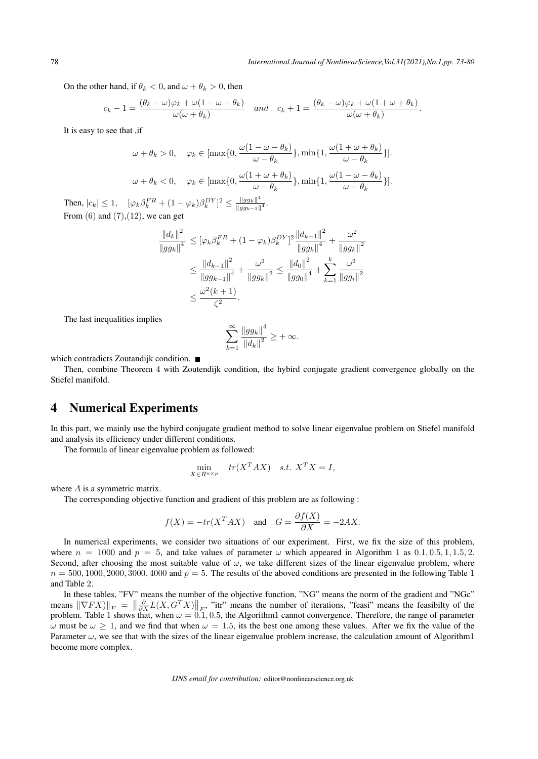On the other hand, if $\theta_k < 0$, and $\omega + \theta_k > 0$, then

$$c_k - 1 = \frac{(\theta_k - \omega)\varphi_k + \omega(1 - \omega - \theta_k)}{\omega(\omega + \theta_k)} \quad and \quad c_k + 1 = \frac{(\theta_k - \omega)\varphi_k + \omega(1 + \omega + \theta_k)}{\omega(\omega + \theta_k)}.$$

It is easy to see that ,if

$$\omega + \theta_k > 0, \quad \varphi_k \in [\max\{0, \frac{\omega(1 - \omega - \theta_k)}{\omega - \theta_k}\}, \min\{1, \frac{\omega(1 + \omega + \theta_k)}{\omega - \theta_k}\}].$$

$$\omega + \theta_k < 0, \quad \varphi_k \in [\max\{0, \frac{\omega(1 + \omega + \theta_k)}{\omega - \theta_k}\}, \min\{1, \frac{\omega(1 - \omega - \theta_k)}{\omega - \theta_k}\}].$$

Then, $|c_k| \leq 1, \quad [\varphi_k \beta_k^{FR} + (1 - \varphi_k)\beta_k^{DY}]^2 \leq \frac{\|gg_k\|^4}{\|gg_{k-1}\|^4}$.

From (6) and (7),(12), we can get

$$\begin{aligned}
\frac{\|d_k\|^2}{\|gg_k\|^4} &\leq [\varphi_k \beta_k^{FR} + (1 - \varphi_k)\beta_k^{DY}]^2 \frac{\|d_{k-1}\|^2}{\|gg_k\|^4} + \frac{\omega^2}{\|gg_k\|^2} \\
&\leq \frac{\|d_{k-1}\|^2}{\|gg_{k-1}\|^4} + \frac{\omega^2}{\|gg_k\|^2} \leq \frac{\|d_0\|^2}{\|gg_0\|^4} + \sum_{k=1}^{k} \frac{\omega^2}{\|gg_i\|^2} \\
&\leq \frac{\omega^2(k+1)}{\zeta^2}.
\end{aligned}$$

The last inequalities implies

$$\sum_{k=1}^{\infty} \frac{\|gg_k\|^4}{\|d_k\|^2} \geq +\infty.$$

which contradicts Zoutandijk condition. ■

Then, combine Theorem 4 with Zoutendijk condition, the hybird conjugate gradient convergence globally on the Stiefel manifold.

# 4 Numerical Experiments

In this part, we mainly use the hybird conjugate gradient method to solve linear eigenvalue problem on Stiefel manifold and analysis its efficiency under different conditions.

The formula of linear eigenvalue problem as followed:

$$\min_{X \in R^{n \times p}} \quad tr(X^T AX) \quad s.t. \ X^T X = I,$$

where $A$ is a symmetric matrix.

The corresponding objective function and gradient of this problem are as following :

$$f(X) = -tr(X^T AX) \quad \text{and} \quad G = \frac{\partial f(X)}{\partial X} = -2AX.$$

In numerical experiments, we consider two situations of our experiment. First, we fix the size of this problem, where $n = 1000$ and $p = 5$, and take values of parameter $\omega$ which appeared in Algorithm 1 as $0.1, 0.5, 1, 1.5, 2$. Second, after choosing the most suitable value of $\omega$, we take different sizes of the linear eigenvalue problem, where $n = 500, 1000, 2000, 3000, 4000$ and $p = 5$. The results of the aboved conditions are presented in the following Table 1 and Table 2.

In these tables, "FV" means the number of the objective function, "NG" means the norm of the gradient and "NGc" means $\|\nabla FX)\|_F = \left\|\frac{\partial}{\partial X} L(X, G^T X)\right\|_F$, "itr" means the number of iterations, "feasi" means the feasibilty of the problem. Table 1 shows that, when $\omega = 0.1, 0.5$, the Algorithm1 cannot convergence. Therefore, the range of parameter $\omega$ must be $\omega \geq 1$, and we find that when $\omega = 1.5$, its the best one among these values. After we fix the value of the Parameter $\omega$, we see that with the sizes of the linear eigenvalue problem increase, the calculation amount of Algorithm1 become more complex.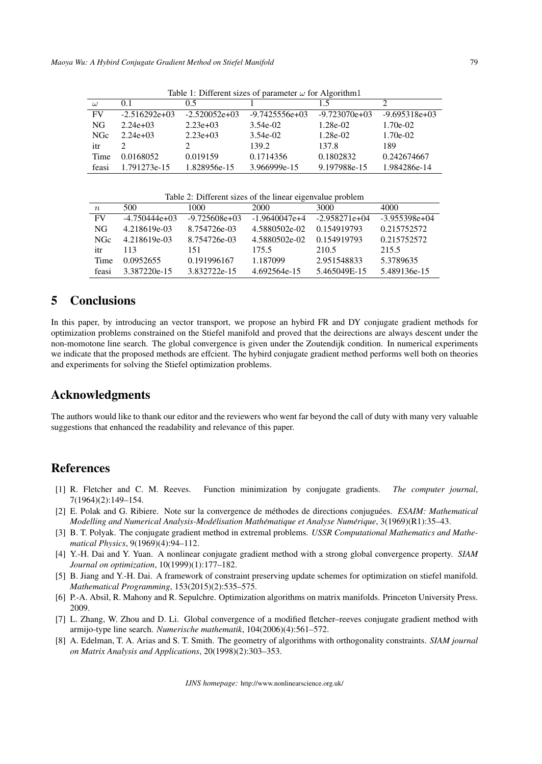Table 1: Different sizes of parameter $\omega$ for Algorithm1

| $\omega$ | 0.1 | 0.5 | 1 | 1.5 | 2 |
|---|---|---|---|---|---|
| FV | -2.516292e+03 | -2.520052e+03 | -9.7425556e+03 | -9.723070e+03 | -9.695318e+03 |
| NG | 2.24e+03 | 2.23e+03 | 3.54e-02 | 1.28e-02 | 1.70e-02 |
| NGc | 2.24e+03 | 2.23e+03 | 3.54e-02 | 1.28e-02 | 1.70e-02 |
| itr | 2 | 2 | 139.2 | 137.8 | 189 |
| Time | 0.0168052 | 0.019159 | 0.1714356 | 0.1802832 | 0.242674667 |
| feasi | 1.791273e-15 | 1.828956e-15 | 3.966999e-15 | 9.197988e-15 | 1.984286e-14 |

Table 2: Different sizes of the linear eigenvalue problem

| $n$ | 500 | 1000 | 2000 | 3000 | 4000 |
|---|---|---|---|---|---|
| FV | -4.750444e+03 | -9.725608e+03 | -1.9640047e+4 | -2.958271e+04 | -3.955398e+04 |
| NG | 4.218619e-03 | 8.754726e-03 | 4.5880502e-02 | 0.154919793 | 0.215752572 |
| NGc | 4.218619e-03 | 8.754726e-03 | 4.5880502e-02 | 0.154919793 | 0.215752572 |
| itr | 113 | 151 | 175.5 | 210.5 | 215.5 |
| Time | 0.0952655 | 0.191996167 | 1.187099 | 2.951548833 | 5.3789635 |
| feasi | 3.387220e-15 | 3.832722e-15 | 4.692564e-15 | 5.465049E-15 | 5.489136e-15 |

## 5 Conclusions

In this paper, by introducing an vector transport, we propose an hybird FR and DY conjugate gradient methods for optimization problems constrained on the Stiefel manifold and proved that the deirections are always descent under the non-momotone line search. The global convergence is given under the Zoutendijk condition. In numerical experiments we indicate that the proposed methods are effcient. The hybird conjugate gradient method performs well both on theories and experiments for solving the Stiefel optimization problems.

## Acknowledgments

The authors would like to thank our editor and the reviewers who went far beyond the call of duty with many very valuable suggestions that enhanced the readability and relevance of this paper.

## References

[1] R. Fletcher and C. M. Reeves. Function minimization by conjugate gradients. *The computer journal*, 7(1964)(2):149–154.

[2] E. Polak and G. Ribiere. Note sur la convergence de méthodes de directions conjuguées. *ESAIM: Mathematical Modelling and Numerical Analysis-Modélisation Mathématique et Analyse Numérique*, 3(1969)(R1):35–43.

[3] B. T. Polyak. The conjugate gradient method in extremal problems. *USSR Computational Mathematics and Mathematical Physics*, 9(1969)(4):94–112.

[4] Y.-H. Dai and Y. Yuan. A nonlinear conjugate gradient method with a strong global convergence property. *SIAM Journal on optimization*, 10(1999)(1):177–182.

[5] B. Jiang and Y.-H. Dai. A framework of constraint preserving update schemes for optimization on stiefel manifold. *Mathematical Programming*, 153(2015)(2):535–575.

[6] P.-A. Absil, R. Mahony and R. Sepulchre. Optimization algorithms on matrix manifolds. Princeton University Press. 2009.

[7] L. Zhang, W. Zhou and D. Li. Global convergence of a modified fletcher–reeves conjugate gradient method with armijo-type line search. *Numerische mathematik*, 104(2006)(4):561–572.

[8] A. Edelman, T. A. Arias and S. T. Smith. The geometry of algorithms with orthogonality constraints. *SIAM journal on Matrix Analysis and Applications*, 20(1998)(2):303–353.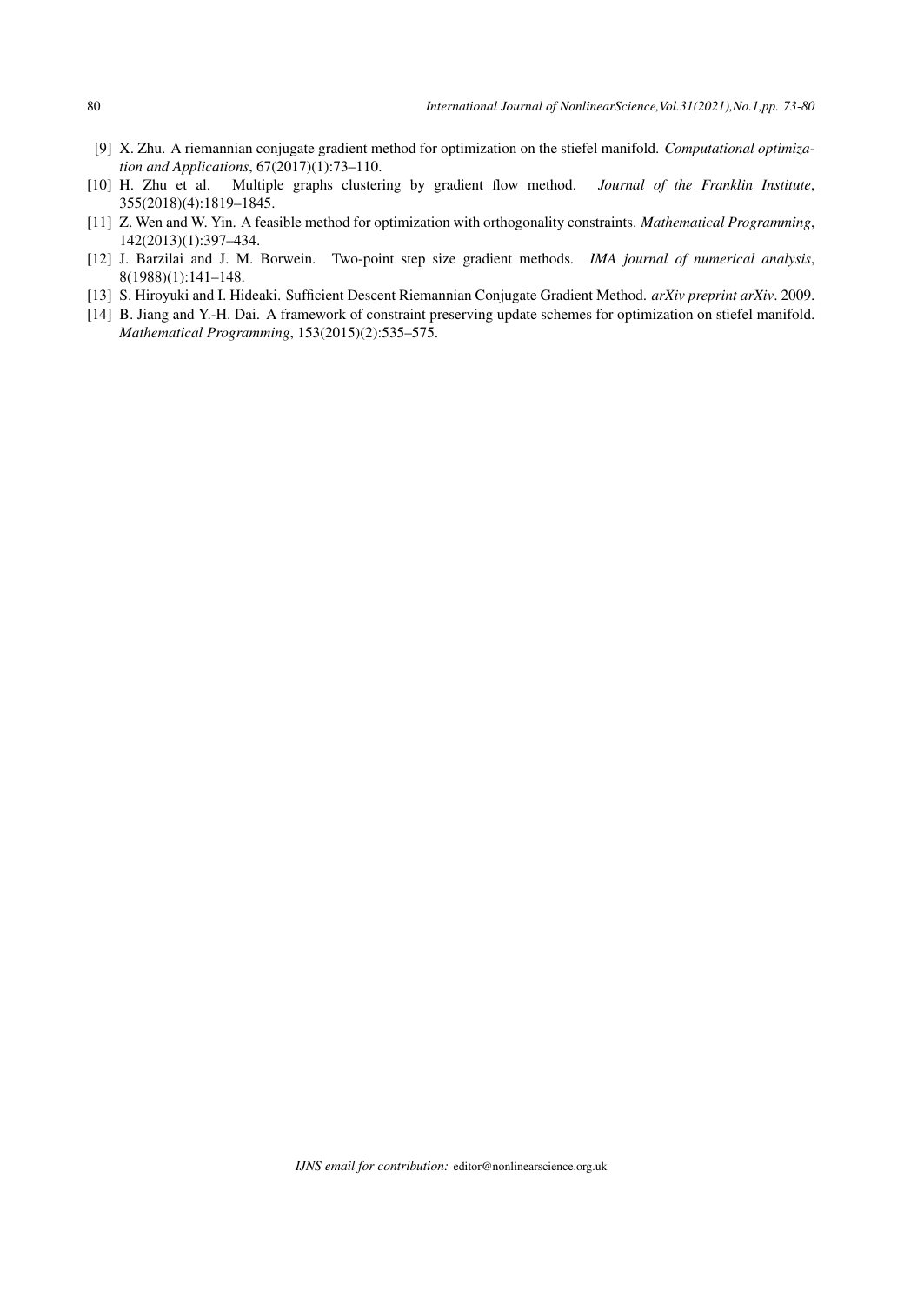[9] X. Zhu. A riemannian conjugate gradient method for optimization on the stiefel manifold. *Computational optimization and Applications*, 67(2017)(1):73–110.

[10] H. Zhu et al. Multiple graphs clustering by gradient flow method. *Journal of the Franklin Institute*, 355(2018)(4):1819–1845.

[11] Z. Wen and W. Yin. A feasible method for optimization with orthogonality constraints. *Mathematical Programming*, 142(2013)(1):397–434.

[12] J. Barzilai and J. M. Borwein. Two-point step size gradient methods. *IMA journal of numerical analysis*, 8(1988)(1):141–148.

[13] S. Hiroyuki and I. Hideaki. Sufficient Descent Riemannian Conjugate Gradient Method. *arXiv preprint arXiv*. 2009.

[14] B. Jiang and Y.-H. Dai. A framework of constraint preserving update schemes for optimization on stiefel manifold. *Mathematical Programming*, 153(2015)(2):535–575.